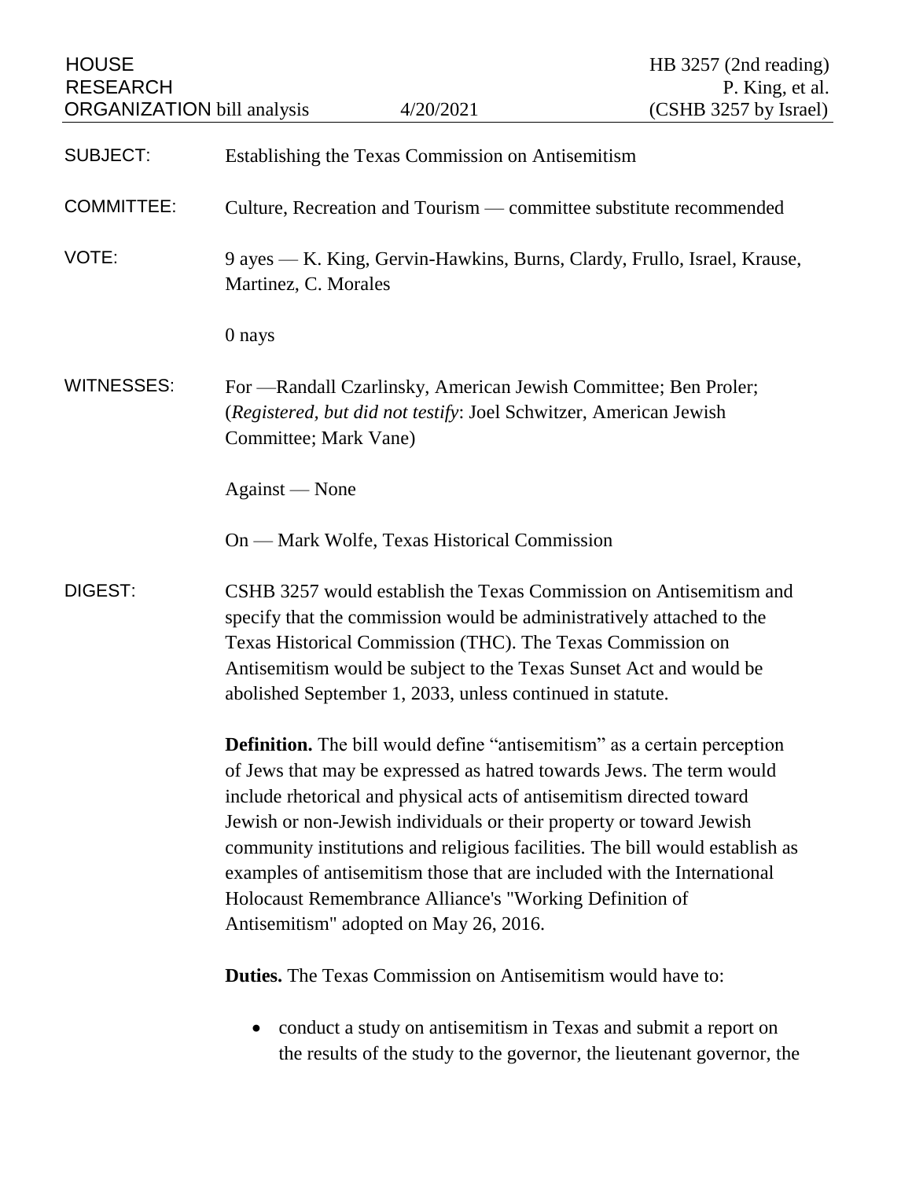HOUSE RESEARCH ORGANIZATION bill analysis | 4/20/2021 | HB 3257 (2nd reading) P. King, et al. (CSHB 3257 by Israel)

SUBJECT: Establishing the Texas Commission on Antisemitism

COMMITTEE: Culture, Recreation and Tourism — committee substitute recommended

VOTE: 9 ayes — K. King, Gervin-Hawkins, Burns, Clardy, Frullo, Israel, Krause, Martinez, C. Morales

0 nays

WITNESSES: For —Randall Czarlinsky, American Jewish Committee; Ben Proler; (*Registered, but did not testify*: Joel Schwitzer, American Jewish Committee; Mark Vane)

Against — None

On — Mark Wolfe, Texas Historical Commission

DIGEST: CSHB 3257 would establish the Texas Commission on Antisemitism and specify that the commission would be administratively attached to the Texas Historical Commission (THC). The Texas Commission on Antisemitism would be subject to the Texas Sunset Act and would be abolished September 1, 2033, unless continued in statute.

**Definition.** The bill would define "antisemitism" as a certain perception of Jews that may be expressed as hatred towards Jews. The term would include rhetorical and physical acts of antisemitism directed toward Jewish or non-Jewish individuals or their property or toward Jewish community institutions and religious facilities. The bill would establish as examples of antisemitism those that are included with the International Holocaust Remembrance Alliance's "Working Definition of Antisemitism" adopted on May 26, 2016.

**Duties.** The Texas Commission on Antisemitism would have to:

- conduct a study on antisemitism in Texas and submit a report on the results of the study to the governor, the lieutenant governor, the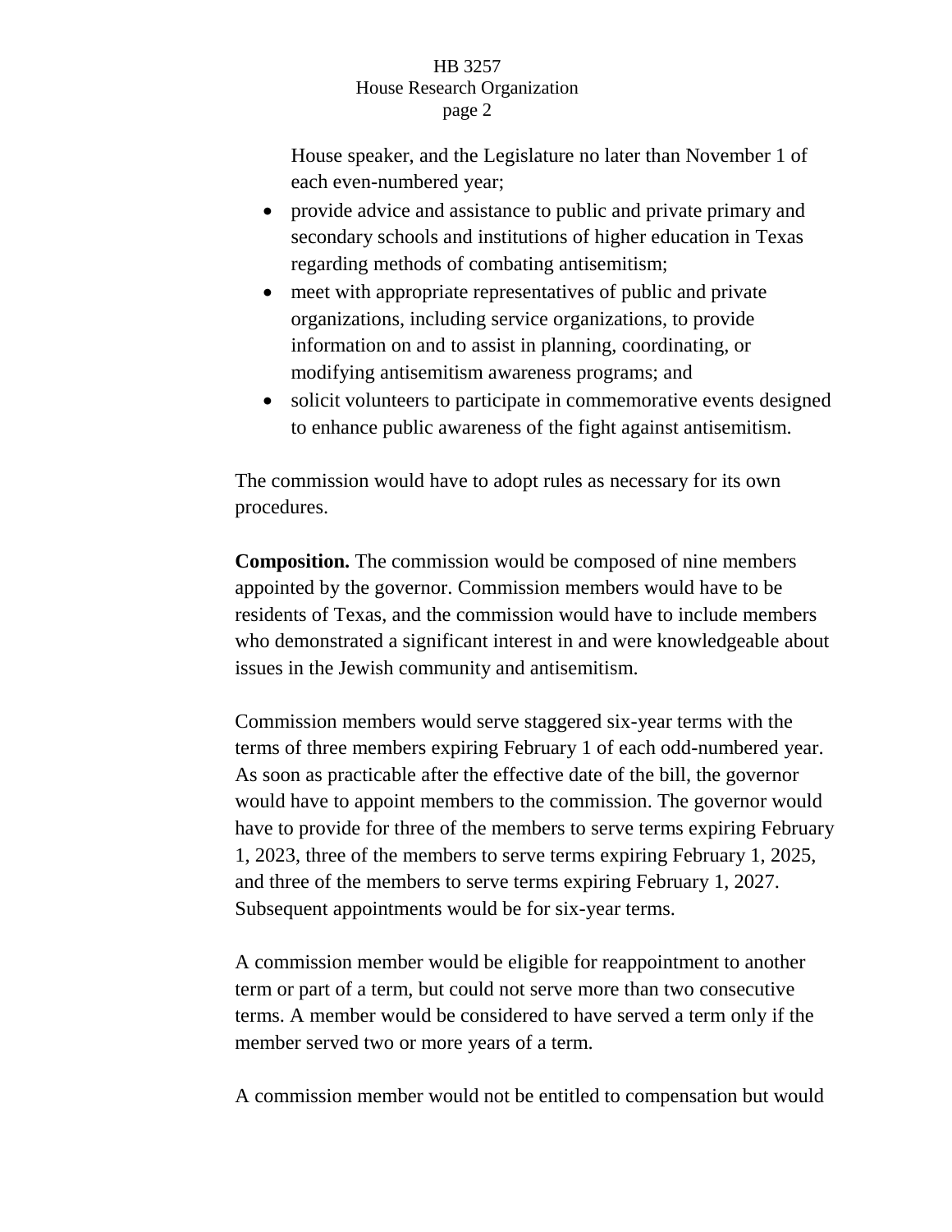House speaker, and the Legislature no later than November 1 of each even-numbered year;

- provide advice and assistance to public and private primary and secondary schools and institutions of higher education in Texas regarding methods of combating antisemitism;
- meet with appropriate representatives of public and private organizations, including service organizations, to provide information on and to assist in planning, coordinating, or modifying antisemitism awareness programs; and
- solicit volunteers to participate in commemorative events designed to enhance public awareness of the fight against antisemitism.

The commission would have to adopt rules as necessary for its own procedures.

**Composition.** The commission would be composed of nine members appointed by the governor. Commission members would have to be residents of Texas, and the commission would have to include members who demonstrated a significant interest in and were knowledgeable about issues in the Jewish community and antisemitism.

Commission members would serve staggered six-year terms with the terms of three members expiring February 1 of each odd-numbered year. As soon as practicable after the effective date of the bill, the governor would have to appoint members to the commission. The governor would have to provide for three of the members to serve terms expiring February 1, 2023, three of the members to serve terms expiring February 1, 2025, and three of the members to serve terms expiring February 1, 2027. Subsequent appointments would be for six-year terms.

A commission member would be eligible for reappointment to another term or part of a term, but could not serve more than two consecutive terms. A member would be considered to have served a term only if the member served two or more years of a term.

A commission member would not be entitled to compensation but would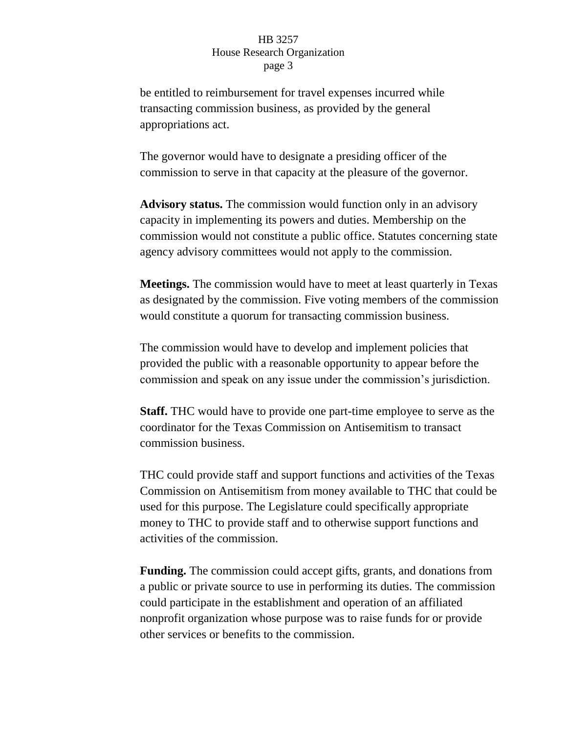be entitled to reimbursement for travel expenses incurred while transacting commission business, as provided by the general appropriations act.

The governor would have to designate a presiding officer of the commission to serve in that capacity at the pleasure of the governor.

**Advisory status.** The commission would function only in an advisory capacity in implementing its powers and duties. Membership on the commission would not constitute a public office. Statutes concerning state agency advisory committees would not apply to the commission.

**Meetings.** The commission would have to meet at least quarterly in Texas as designated by the commission. Five voting members of the commission would constitute a quorum for transacting commission business.

The commission would have to develop and implement policies that provided the public with a reasonable opportunity to appear before the commission and speak on any issue under the commission's jurisdiction.

**Staff.** THC would have to provide one part-time employee to serve as the coordinator for the Texas Commission on Antisemitism to transact commission business.

THC could provide staff and support functions and activities of the Texas Commission on Antisemitism from money available to THC that could be used for this purpose. The Legislature could specifically appropriate money to THC to provide staff and to otherwise support functions and activities of the commission.

**Funding.** The commission could accept gifts, grants, and donations from a public or private source to use in performing its duties. The commission could participate in the establishment and operation of an affiliated nonprofit organization whose purpose was to raise funds for or provide other services or benefits to the commission.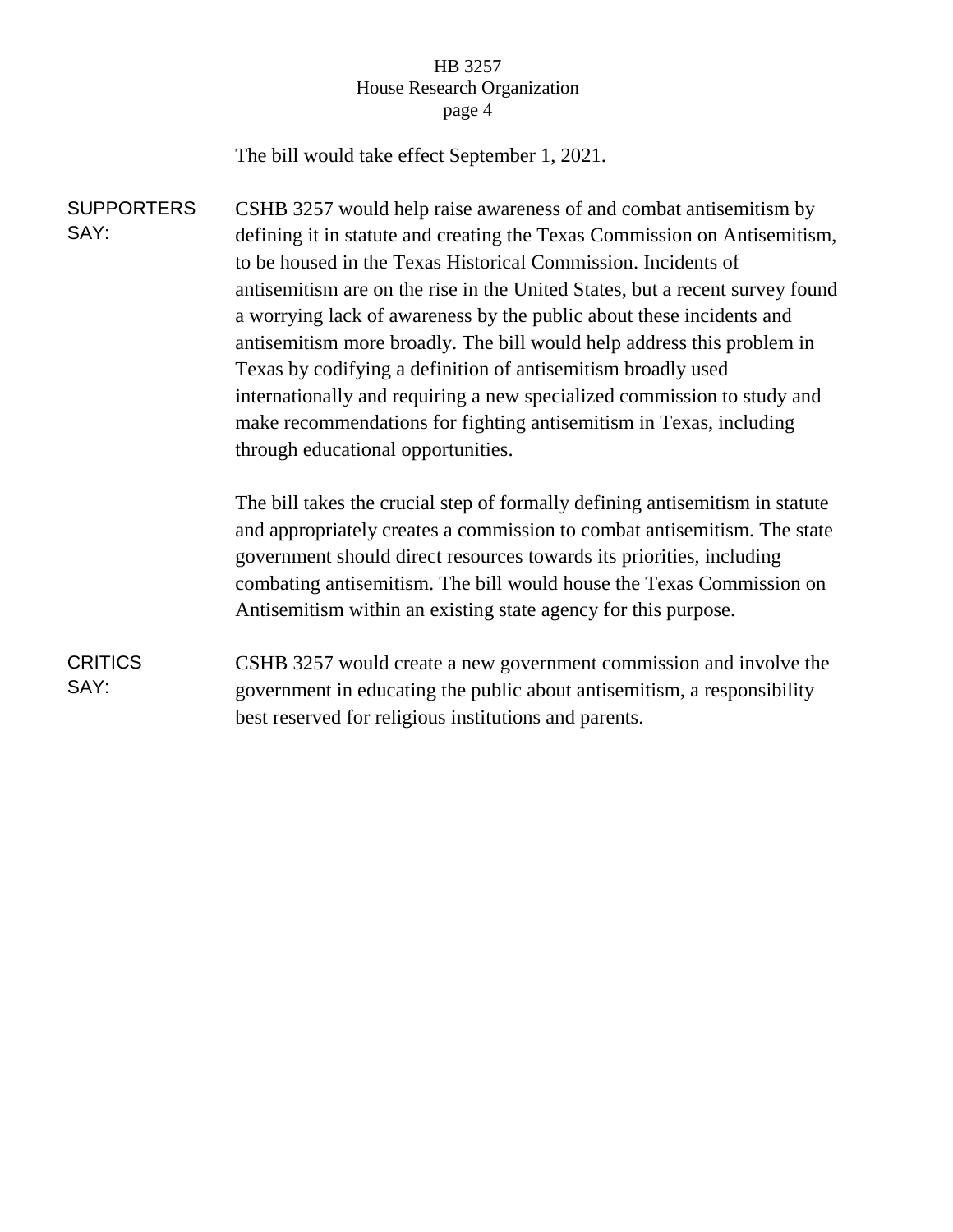The bill would take effect September 1, 2021.

**SUPPORTERS SAY:**

CSHB 3257 would help raise awareness of and combat antisemitism by defining it in statute and creating the Texas Commission on Antisemitism, to be housed in the Texas Historical Commission. Incidents of antisemitism are on the rise in the United States, but a recent survey found a worrying lack of awareness by the public about these incidents and antisemitism more broadly. The bill would help address this problem in Texas by codifying a definition of antisemitism broadly used internationally and requiring a new specialized commission to study and make recommendations for fighting antisemitism in Texas, including through educational opportunities.

The bill takes the crucial step of formally defining antisemitism in statute and appropriately creates a commission to combat antisemitism. The state government should direct resources towards its priorities, including combating antisemitism. The bill would house the Texas Commission on Antisemitism within an existing state agency for this purpose.

**CRITICS SAY:**

CSHB 3257 would create a new government commission and involve the government in educating the public about antisemitism, a responsibility best reserved for religious institutions and parents.